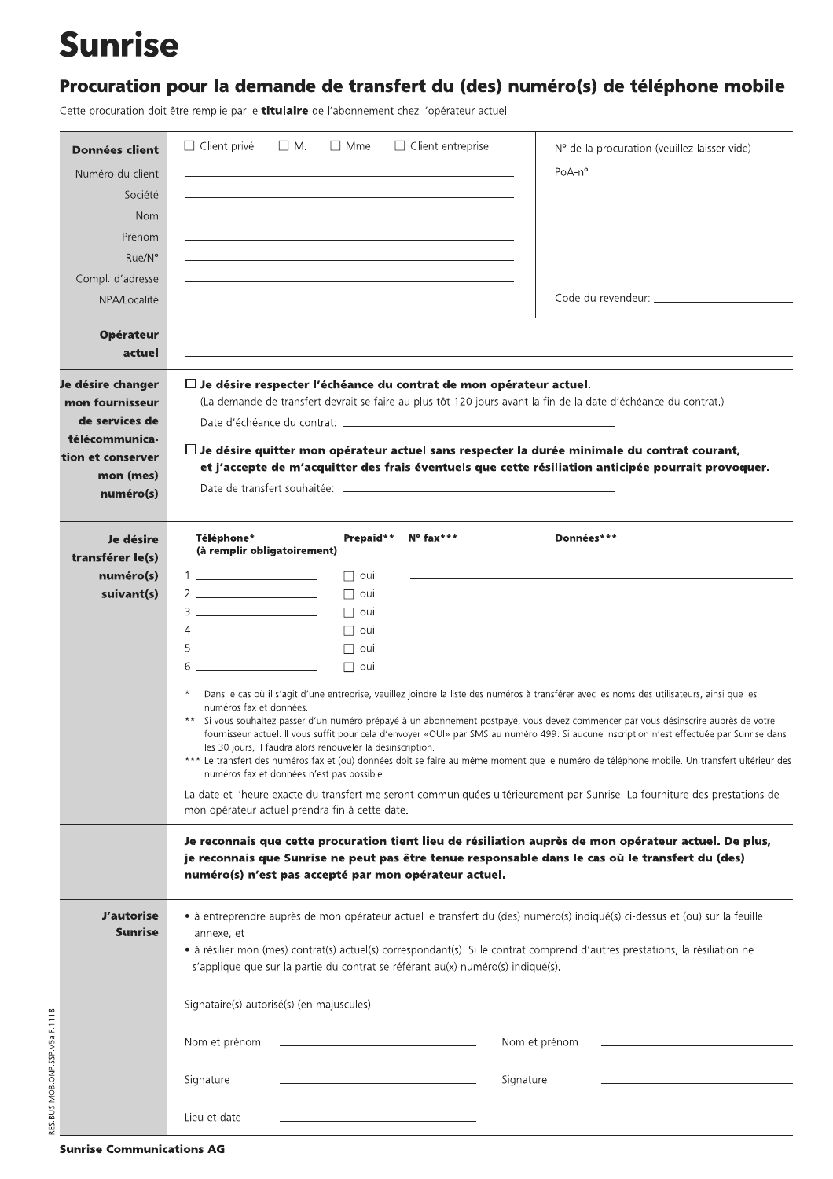# Sunrise

## Procuration pour la demande de transfert du (des) numéro(s) de téléphone mobile

Cette procuration doit être remplie par le **titulaire** de l'abonnement chez l'opérateur actuel.

**Données client**

☐ Client privé ☐ M. ☐ Mme ☐ Client entreprise

Numéro du client: ______________________

Société: ______________________

Nom: ______________________

Prénom: ______________________

Rue/N°: ______________________

Compl. d'adresse: ______________________

NPA/Localité: ______________________

N° de la procuration (veuillez laisser vide)

PoA-n°

Code du revendeur: ______________________

**Opérateur actuel**

______________________

**Je désire changer mon fournisseur de services de télécommunication et conserver mon (mes) numéro(s)**

☐ **Je désire respecter l'échéance du contrat de mon opérateur actuel.**
(La demande de transfert devrait se faire au plus tôt 120 jours avant la fin de la date d'échéance du contrat.)

Date d'échéance du contrat: ______________________

☐ **Je désire quitter mon opérateur actuel sans respecter la durée minimale du contrat courant, et j'accepte de m'acquitter des frais éventuels que cette résiliation anticipée pourrait provoquer.**

Date de transfert souhaitée: ______________________

**Je désire transférer le(s) numéro(s) suivant(s)**

| | Téléphone* (à remplir obligatoirement) | Prepaid** | N° fax*** | Données*** |
|---|---|---|---|---|
| 1 | | ☐ oui | | |
| 2 | | ☐ oui | | |
| 3 | | ☐ oui | | |
| 4 | | ☐ oui | | |
| 5 | | ☐ oui | | |
| 6 | | ☐ oui | | |

\* Dans le cas où il s'agit d'une entreprise, veuillez joindre la liste des numéros à transférer avec les noms des utilisateurs, ainsi que les numéros fax et données.

** Si vous souhaitez passer d'un numéro prépayé à un abonnement postpayé, vous devez commencer par vous désinscrire auprès de votre fournisseur actuel. Il vous suffit pour cela d'envoyer «OUI» par SMS au numéro 499. Si aucune inscription n'est effectuée par Sunrise dans les 30 jours, il faudra alors renouveler la désinscription.

*** Le transfert des numéros fax et (ou) données doit se faire au même moment que le numéro de téléphone mobile. Un transfert ultérieur des numéros fax et données n'est pas possible.

La date et l'heure exacte du transfert me seront communiquées ultérieurement par Sunrise. La fourniture des prestations de mon opérateur actuel prendra fin à cette date.

**Je reconnais que cette procuration tient lieu de résiliation auprès de mon opérateur actuel. De plus, je reconnais que Sunrise ne peut pas être tenue responsable dans le cas où le transfert du (des) numéro(s) n'est pas accepté par mon opérateur actuel.**

**J'autorise Sunrise**

- à entreprendre auprès de mon opérateur actuel le transfert du (des) numéro(s) indiqué(s) ci-dessus et (ou) sur la feuille annexe, et
- à résilier mon (mes) contrat(s) actuel(s) correspondant(s). Si le contrat comprend d'autres prestations, la résiliation ne s'applique que sur la partie du contrat se référant au(x) numéro(s) indiqué(s).

Signataire(s) autorisé(s) (en majuscules)

Nom et prénom ______________________ Nom et prénom ______________________

Signature ______________________ Signature ______________________

Lieu et date ______________________

RES.BUS.MOB.ONP.SSP.V5a.F.1118

**Sunrise Communications AG**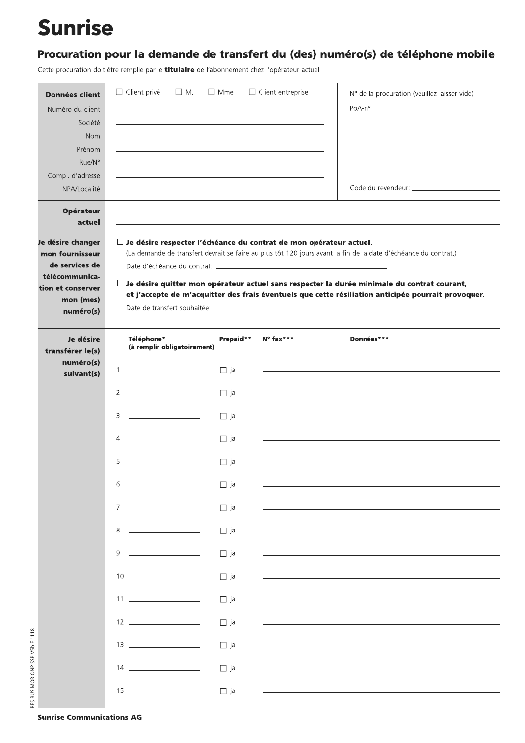# Sunrise

## Procuration pour la demande de transfert du (des) numéro(s) de téléphone mobile

Cette procuration doit être remplie par le **titulaire** de l'abonnement chez l'opérateur actuel.

**Données client**

☐ Client privé ☐ M. ☐ Mme ☐ Client entreprise

Numéro du client ______________________

Société ______________________

Nom ______________________

Prénom ______________________

Rue/N° ______________________

Compl. d'adresse ______________________

NPA/Localité ______________________

N° de la procuration (veuillez laisser vide)

PoA-n°

Code du revendeur: ______________________

**Opérateur actuel** ______________________

**Je désire changer mon fournisseur de services de télécommunication et conserver mon (mes) numéro(s)**

☐ **Je désire respecter l'échéance du contrat de mon opérateur actuel.**
(La demande de transfert devrait se faire au plus tôt 120 jours avant la fin de la date d'échéance du contrat.)

Date d'échéance du contrat: ______________________

☐ **Je désire quitter mon opérateur actuel sans respecter la durée minimale du contrat courant, et j'accepte de m'acquitter des frais éventuels que cette résiliation anticipée pourrait provoquer.**

Date de transfert souhaitée: ______________________

**Je désire transférer le(s) numéro(s) suivant(s)**

| | Téléphone* (à remplir obligatoirement) | Prepaid** | N° fax*** | Données*** |
|---|---|---|---|---|
| 1 | | ☐ ja | | |
| 2 | | ☐ ja | | |
| 3 | | ☐ ja | | |
| 4 | | ☐ ja | | |
| 5 | | ☐ ja | | |
| 6 | | ☐ ja | | |
| 7 | | ☐ ja | | |
| 8 | | ☐ ja | | |
| 9 | | ☐ ja | | |
| 10 | | ☐ ja | | |
| 11 | | ☐ ja | | |
| 12 | | ☐ ja | | |
| 13 | | ☐ ja | | |
| 14 | | ☐ ja | | |
| 15 | | ☐ ja | | |

RES.BUS.MOB.ONP.SSP.V5b.F.1118

**Sunrise Communications AG**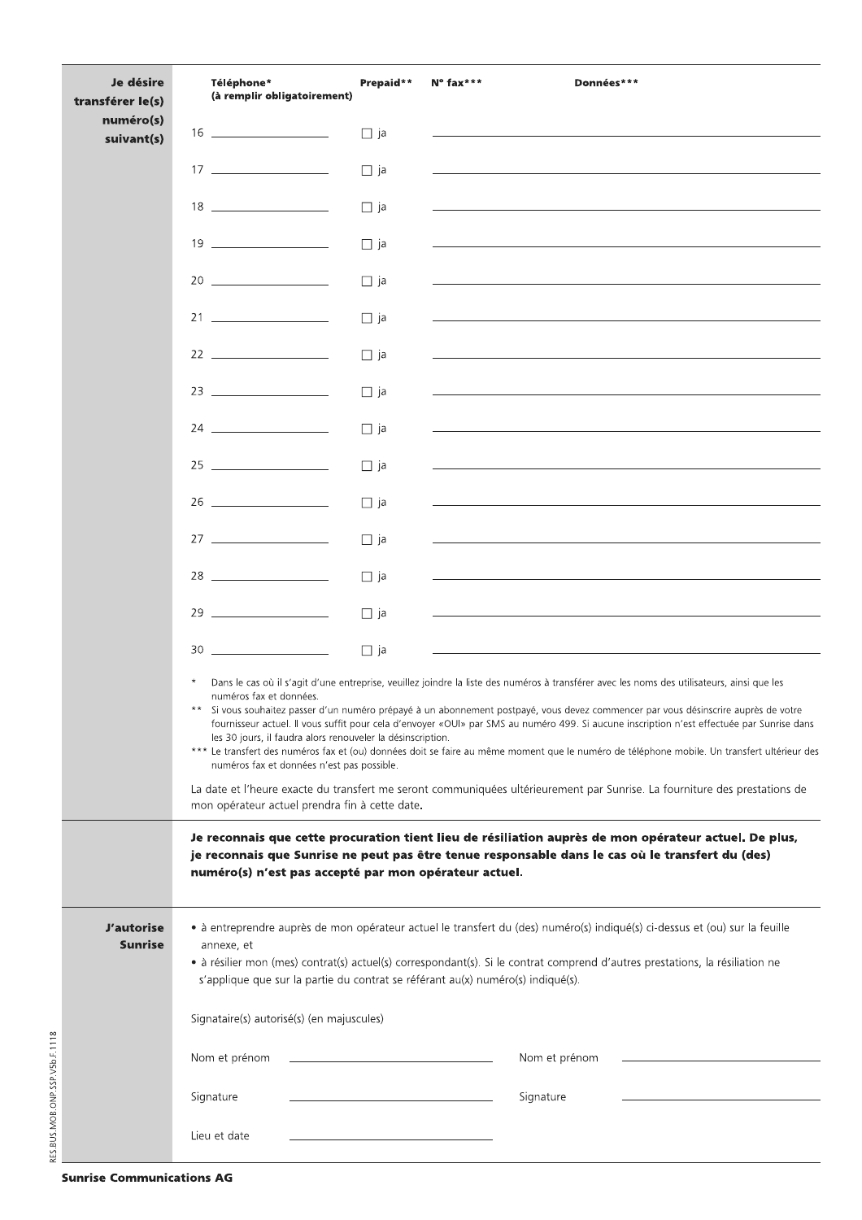**Je désire transférer le(s) numéro(s) suivant(s)**

| Téléphone* (à remplir obligatoirement) | Prepaid** | N° fax*** | Données*** |
|---|---|---|---|
| 16 ______ | ☐ ja | | |
| 17 ______ | ☐ ja | | |
| 18 ______ | ☐ ja | | |
| 19 ______ | ☐ ja | | |
| 20 ______ | ☐ ja | | |
| 21 ______ | ☐ ja | | |
| 22 ______ | ☐ ja | | |
| 23 ______ | ☐ ja | | |
| 24 ______ | ☐ ja | | |
| 25 ______ | ☐ ja | | |
| 26 ______ | ☐ ja | | |
| 27 ______ | ☐ ja | | |
| 28 ______ | ☐ ja | | |
| 29 ______ | ☐ ja | | |
| 30 ______ | ☐ ja | | |

\* Dans le cas où il s'agit d'une entreprise, veuillez joindre la liste des numéros à transférer avec les noms des utilisateurs, ainsi que les numéros fax et données.

\*\* Si vous souhaitez passer d'un numéro prépayé à un abonnement postpayé, vous devez commencer par vous désinscrire auprès de votre fournisseur actuel. Il vous suffit pour cela d'envoyer «OUI» par SMS au numéro 499. Si aucune inscription n'est effectuée par Sunrise dans les 30 jours, il faudra alors renouveler la désinscription.

\*\*\* Le transfert des numéros fax et (ou) données doit se faire au même moment que le numéro de téléphone mobile. Un transfert ultérieur des numéros fax et données n'est pas possible.

La date et l'heure exacte du transfert me seront communiquées ultérieurement par Sunrise. La fourniture des prestations de mon opérateur actuel prendra fin à cette date.

**Je reconnais que cette procuration tient lieu de résiliation auprès de mon opérateur actuel. De plus, je reconnais que Sunrise ne peut pas être tenue responsable dans le cas où le transfert du (des) numéro(s) n'est pas accepté par mon opérateur actuel.**

**J'autorise Sunrise**

- à entreprendre auprès de mon opérateur actuel le transfert du (des) numéro(s) indiqué(s) ci-dessus et (ou) sur la feuille annexe, et
- à résilier mon (mes) contrat(s) actuel(s) correspondant(s). Si le contrat comprend d'autres prestations, la résiliation ne s'applique que sur la partie du contrat se référant au(x) numéro(s) indiqué(s).

Signataire(s) autorisé(s) (en majuscules)

Nom et prénom ______________________ Nom et prénom ______________________

Signature ______________________ Signature ______________________

Lieu et date ______________________

RES.BUS.MOB.ONP.SSP.V5b.F.1118

**Sunrise Communications AG**